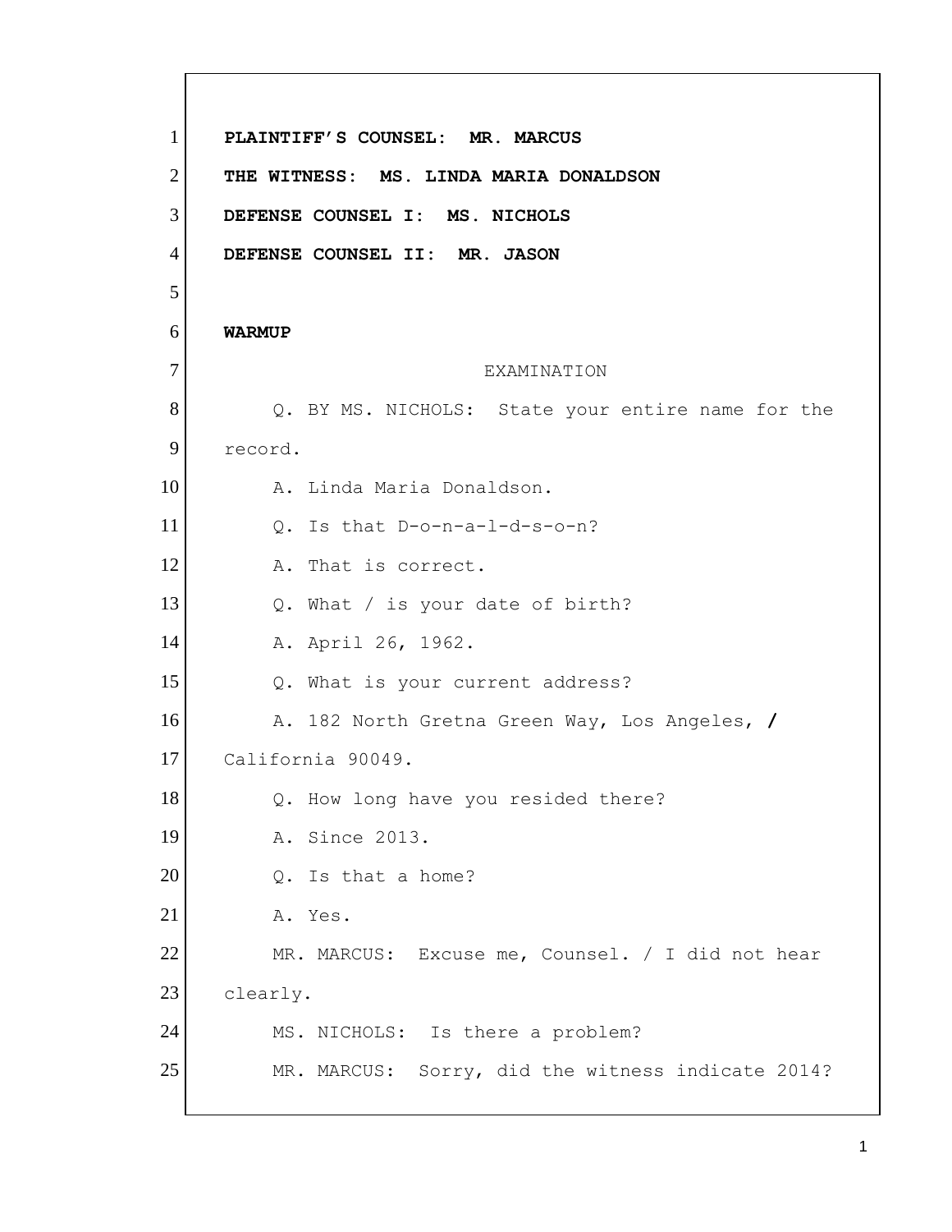**PLAINTIFF'S COUNSEL: MR. MARCUS**

**THE WITNESS: MS. LINDA MARIA DONALDSON**

**DEFENSE COUNSEL I: MS. NICHOLS**

**DEFENSE COUNSEL II: MR. JASON**

**WARMUP**

EXAMINATION

Q. BY MS. NICHOLS: State your entire name for the record.

A. Linda Maria Donaldson.

Q. Is that D-o-n-a-l-d-s-o-n?

A. That is correct.

Q. What / is your date of birth?

A. April 26, 1962.

Q. What is your current address?

A. 182 North Gretna Green Way, Los Angeles, / California 90049.

Q. How long have you resided there?

A. Since 2013.

Q. Is that a home?

A. Yes.

MR. MARCUS: Excuse me, Counsel. / I did not hear clearly.

MS. NICHOLS: Is there a problem?

MR. MARCUS: Sorry, did the witness indicate 2014?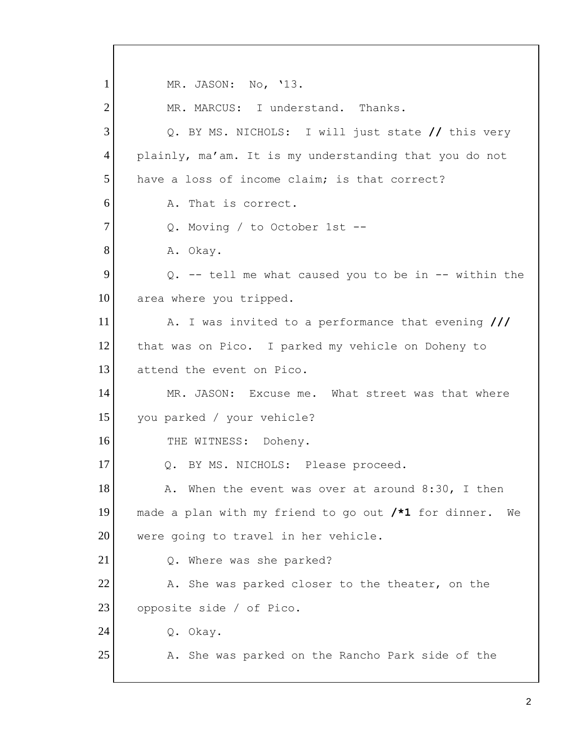1 MR. JASON: No, '13.

2 MR. MARCUS: I understand. Thanks.

3 Q. BY MS. NICHOLS: I will just state **//** this very

4 plainly, ma'am. It is my understanding that you do not

5 have a loss of income claim; is that correct?

6 A. That is correct.

7 Q. Moving / to October 1st --

8 A. Okay.

9 Q. -- tell me what caused you to be in -- within the

10 area where you tripped.

11 A. I was invited to a performance that evening **///**

12 that was on Pico. I parked my vehicle on Doheny to

13 attend the event on Pico.

14 MR. JASON: Excuse me. What street was that where

15 you parked / your vehicle?

16 THE WITNESS: Doheny.

17 Q. BY MS. NICHOLS: Please proceed.

18 A. When the event was over at around 8:30, I then

19 made a plan with my friend to go out **/*1** for dinner. We

20 were going to travel in her vehicle.

21 Q. Where was she parked?

22 A. She was parked closer to the theater, on the

23 opposite side / of Pico.

24 Q. Okay.

25 A. She was parked on the Rancho Park side of the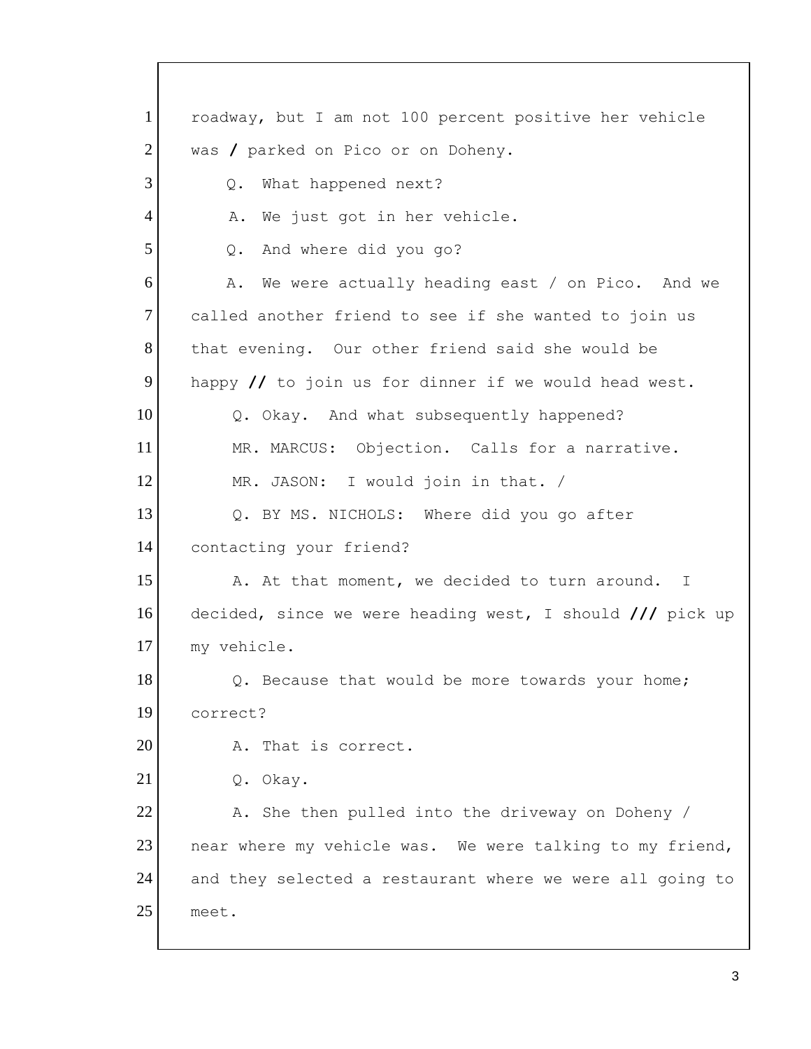1 roadway, but I am not 100 percent positive her vehicle
2 was / parked on Pico or on Doheny.
3 Q. What happened next?
4 A. We just got in her vehicle.
5 Q. And where did you go?
6 A. We were actually heading east / on Pico. And we
7 called another friend to see if she wanted to join us
8 that evening. Our other friend said she would be
9 happy // to join us for dinner if we would head west.
10 Q. Okay. And what subsequently happened?
11 MR. MARCUS: Objection. Calls for a narrative.
12 MR. JASON: I would join in that. /
13 Q. BY MS. NICHOLS: Where did you go after
14 contacting your friend?
15 A. At that moment, we decided to turn around. I
16 decided, since we were heading west, I should /// pick up
17 my vehicle.
18 Q. Because that would be more towards your home;
19 correct?
20 A. That is correct.
21 Q. Okay.
22 A. She then pulled into the driveway on Doheny /
23 near where my vehicle was. We were talking to my friend,
24 and they selected a restaurant where we were all going to
25 meet.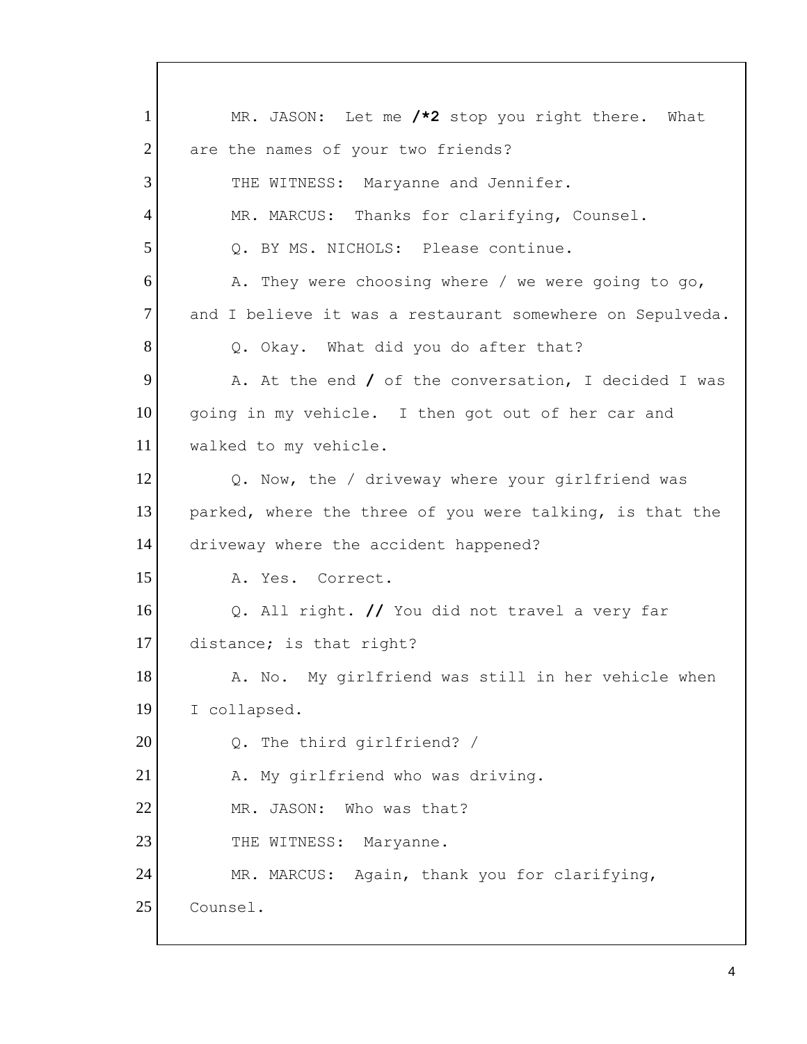1 MR. JASON: Let me **/*2** stop you right there. What
2 are the names of your two friends?
3 THE WITNESS: Maryanne and Jennifer.
4 MR. MARCUS: Thanks for clarifying, Counsel.
5 Q. BY MS. NICHOLS: Please continue.
6 A. They were choosing where / we were going to go,
7 and I believe it was a restaurant somewhere on Sepulveda.
8 Q. Okay. What did you do after that?
9 A. At the end **/** of the conversation, I decided I was
10 going in my vehicle. I then got out of her car and
11 walked to my vehicle.
12 Q. Now, the / driveway where your girlfriend was
13 parked, where the three of you were talking, is that the
14 driveway where the accident happened?
15 A. Yes. Correct.
16 Q. All right. **//** You did not travel a very far
17 distance; is that right?
18 A. No. My girlfriend was still in her vehicle when
19 I collapsed.
20 Q. The third girlfriend? /
21 A. My girlfriend who was driving.
22 MR. JASON: Who was that?
23 THE WITNESS: Maryanne.
24 MR. MARCUS: Again, thank you for clarifying,
25 Counsel.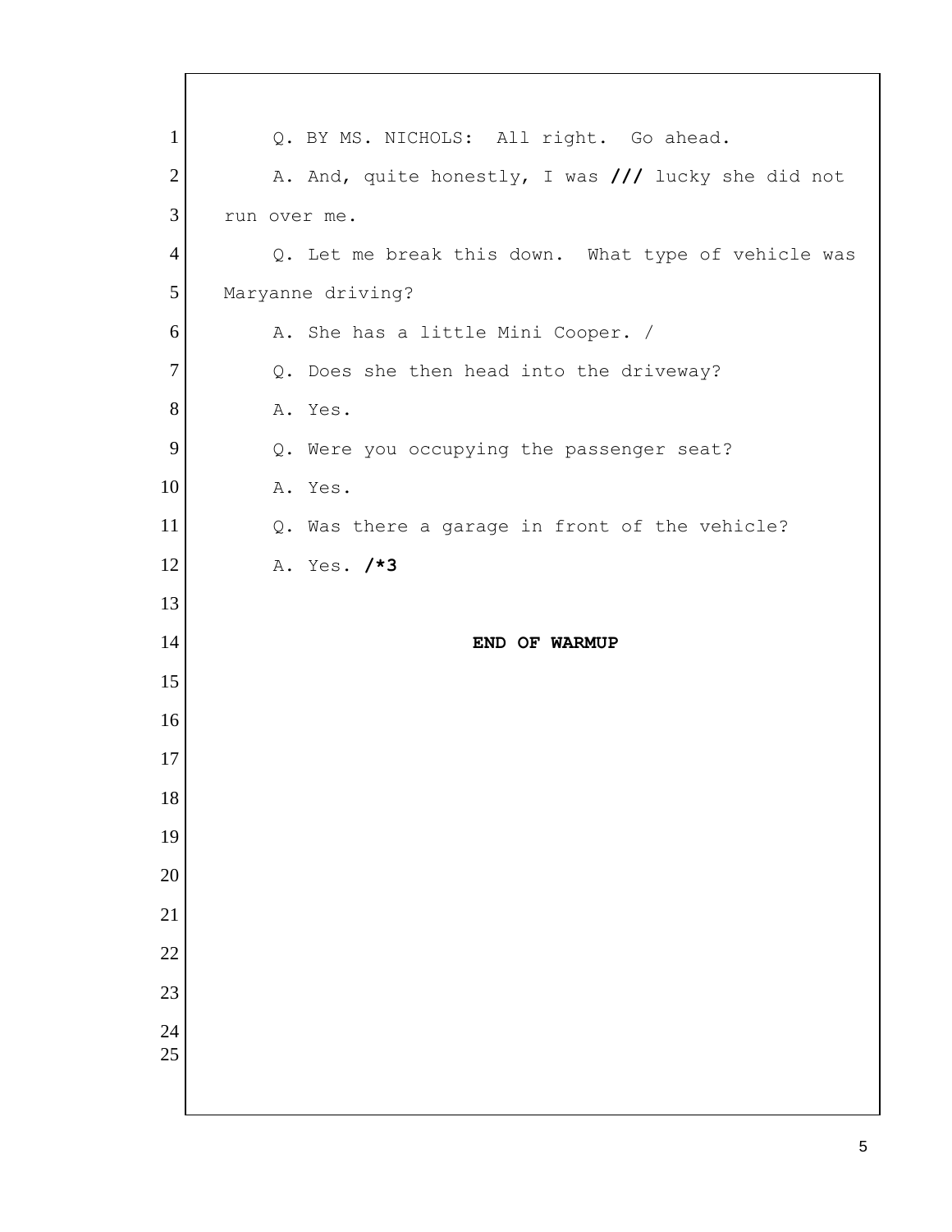Q. BY MS. NICHOLS: All right. Go ahead.

A. And, quite honestly, I was **///** lucky she did not run over me.

Q. Let me break this down. What type of vehicle was Maryanne driving?

A. She has a little Mini Cooper. /

Q. Does she then head into the driveway?

A. Yes.

Q. Were you occupying the passenger seat?

A. Yes.

Q. Was there a garage in front of the vehicle?

A. Yes. **/*3**

**END OF WARMUP**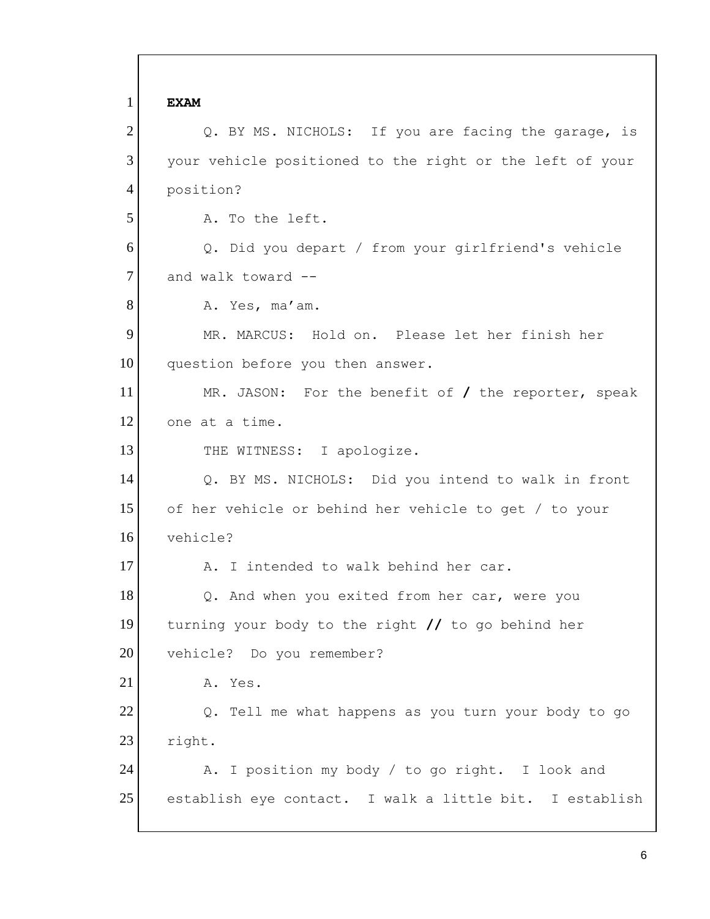**EXAM**

Q. BY MS. NICHOLS: If you are facing the garage, is your vehicle positioned to the right or the left of your position?

A. To the left.

Q. Did you depart / from your girlfriend's vehicle and walk toward --

A. Yes, ma'am.

MR. MARCUS: Hold on. Please let her finish her question before you then answer.

MR. JASON: For the benefit of **/** the reporter, speak one at a time.

THE WITNESS: I apologize.

Q. BY MS. NICHOLS: Did you intend to walk in front of her vehicle or behind her vehicle to get / to your vehicle?

A. I intended to walk behind her car.

Q. And when you exited from her car, were you turning your body to the right **//** to go behind her vehicle? Do you remember?

A. Yes.

Q. Tell me what happens as you turn your body to go right.

A. I position my body / to go right. I look and establish eye contact. I walk a little bit. I establish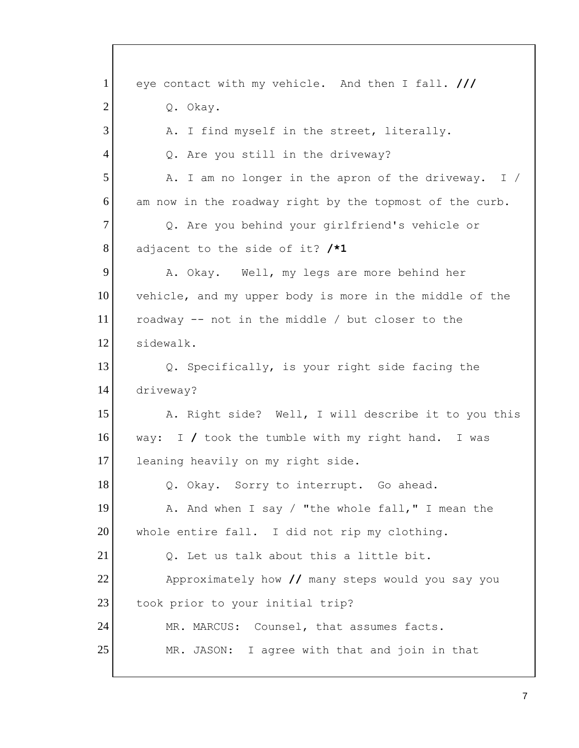1 eye contact with my vehicle. And then I fall. **///**

2 Q. Okay.

3 A. I find myself in the street, literally.

4 Q. Are you still in the driveway?

5 A. I am no longer in the apron of the driveway. I /

6 am now in the roadway right by the topmost of the curb.

7 Q. Are you behind your girlfriend's vehicle or

8 adjacent to the side of it? **/*1**

9 A. Okay. Well, my legs are more behind her

10 vehicle, and my upper body is more in the middle of the

11 roadway -- not in the middle / but closer to the

12 sidewalk.

13 Q. Specifically, is your right side facing the

14 driveway?

15 A. Right side? Well, I will describe it to you this

16 way: I **/** took the tumble with my right hand. I was

17 leaning heavily on my right side.

18 Q. Okay. Sorry to interrupt. Go ahead.

19 A. And when I say / "the whole fall," I mean the

20 whole entire fall. I did not rip my clothing.

21 Q. Let us talk about this a little bit.

22 Approximately how **//** many steps would you say you

23 took prior to your initial trip?

24 MR. MARCUS: Counsel, that assumes facts.

25 MR. JASON: I agree with that and join in that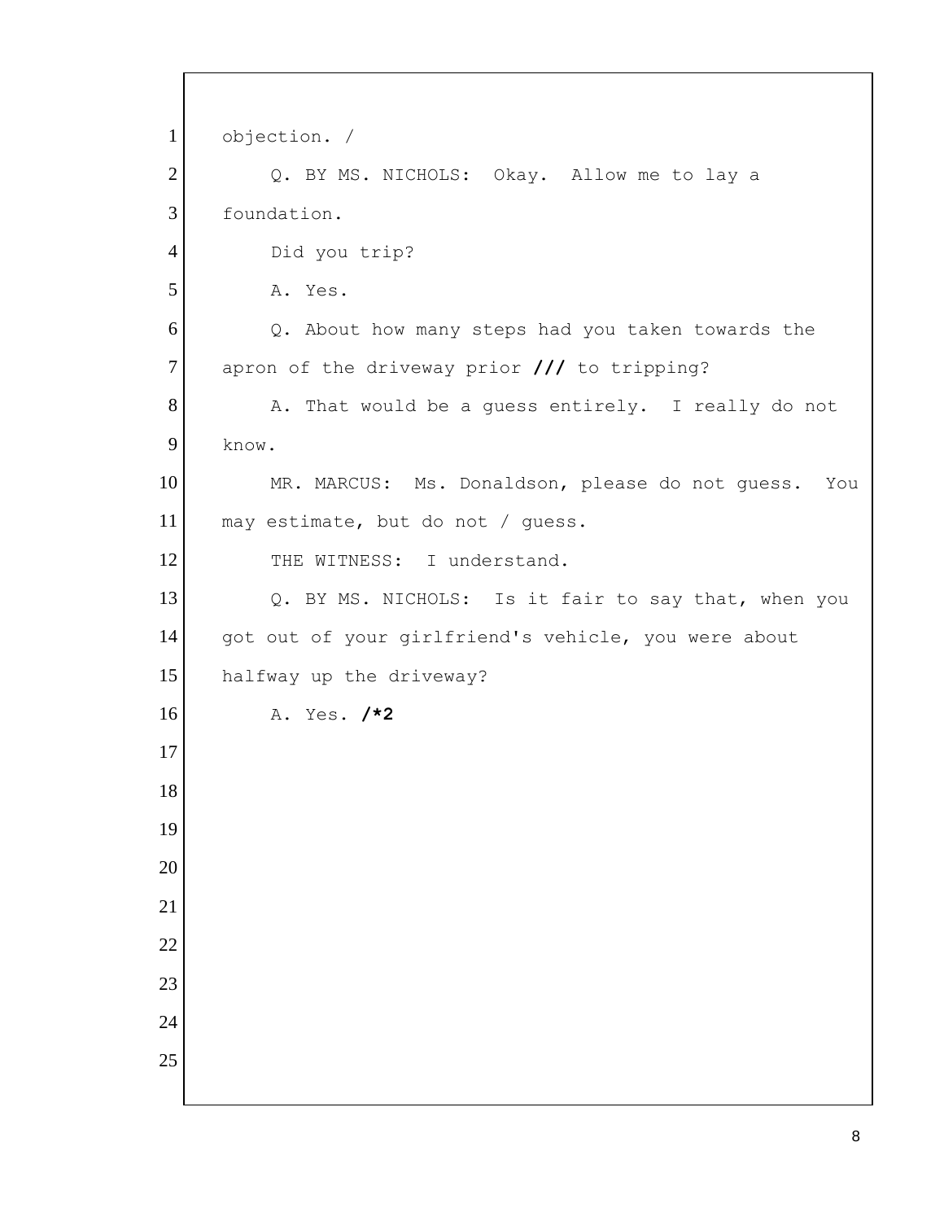1 objection. /

2 Q. BY MS. NICHOLS: Okay. Allow me to lay a

3 foundation.

4 Did you trip?

5 A. Yes.

6 Q. About how many steps had you taken towards the

7 apron of the driveway prior **///** to tripping?

8 A. That would be a guess entirely. I really do not

9 know.

10 MR. MARCUS: Ms. Donaldson, please do not guess. You

11 may estimate, but do not / guess.

12 THE WITNESS: I understand.

13 Q. BY MS. NICHOLS: Is it fair to say that, when you

14 got out of your girlfriend's vehicle, you were about

15 halfway up the driveway?

16 A. Yes. **/*2**

17

18

19

20

21

22

23

24

25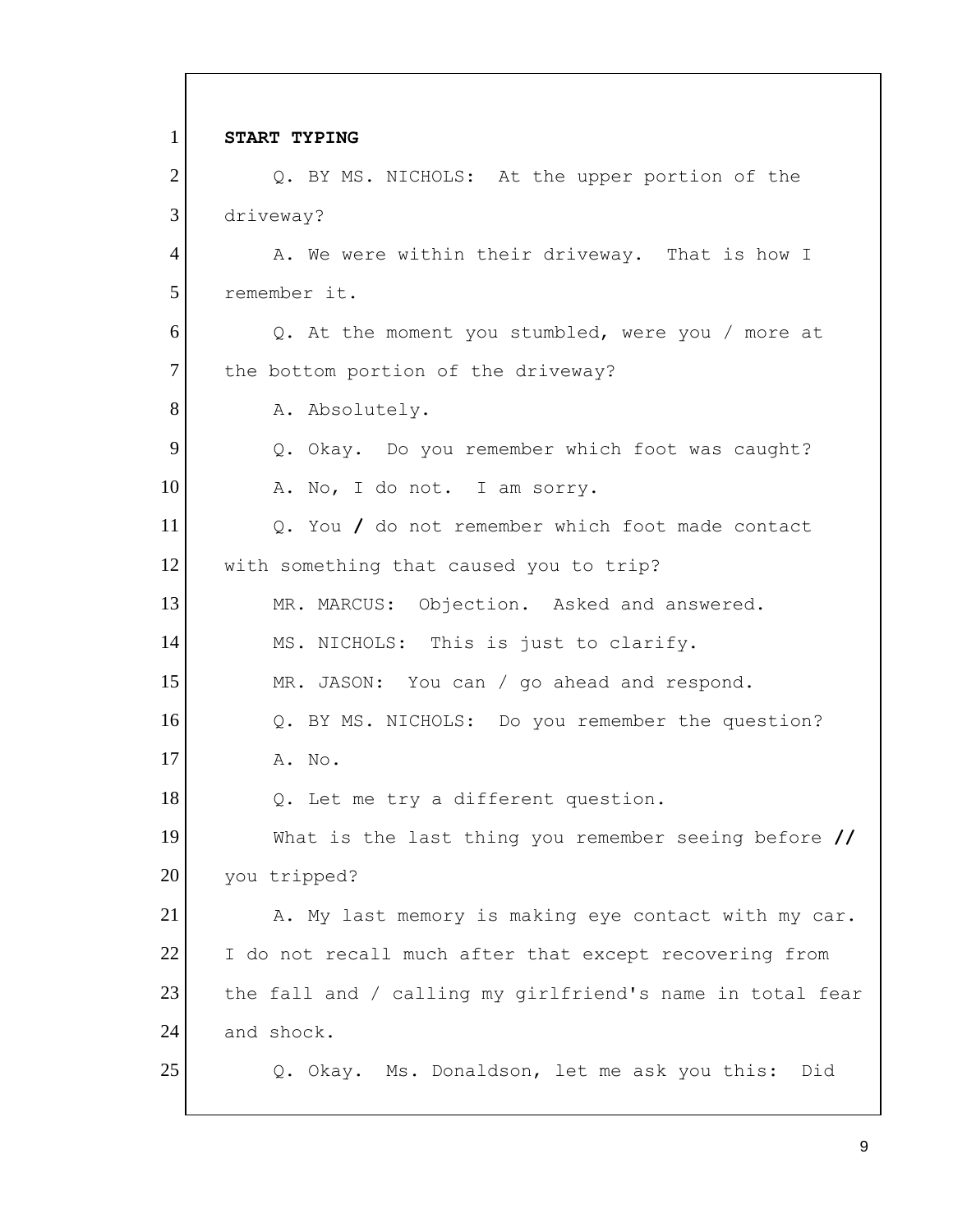**START TYPING**

Q. BY MS. NICHOLS: At the upper portion of the driveway?

A. We were within their driveway. That is how I remember it.

Q. At the moment you stumbled, were you / more at the bottom portion of the driveway?

A. Absolutely.

Q. Okay. Do you remember which foot was caught?

A. No, I do not. I am sorry.

Q. You **/** do not remember which foot made contact with something that caused you to trip?

MR. MARCUS: Objection. Asked and answered.

MS. NICHOLS: This is just to clarify.

MR. JASON: You can / go ahead and respond.

Q. BY MS. NICHOLS: Do you remember the question?

A. No.

Q. Let me try a different question.

What is the last thing you remember seeing before **//** you tripped?

A. My last memory is making eye contact with my car. I do not recall much after that except recovering from the fall and / calling my girlfriend's name in total fear and shock.

Q. Okay. Ms. Donaldson, let me ask you this: Did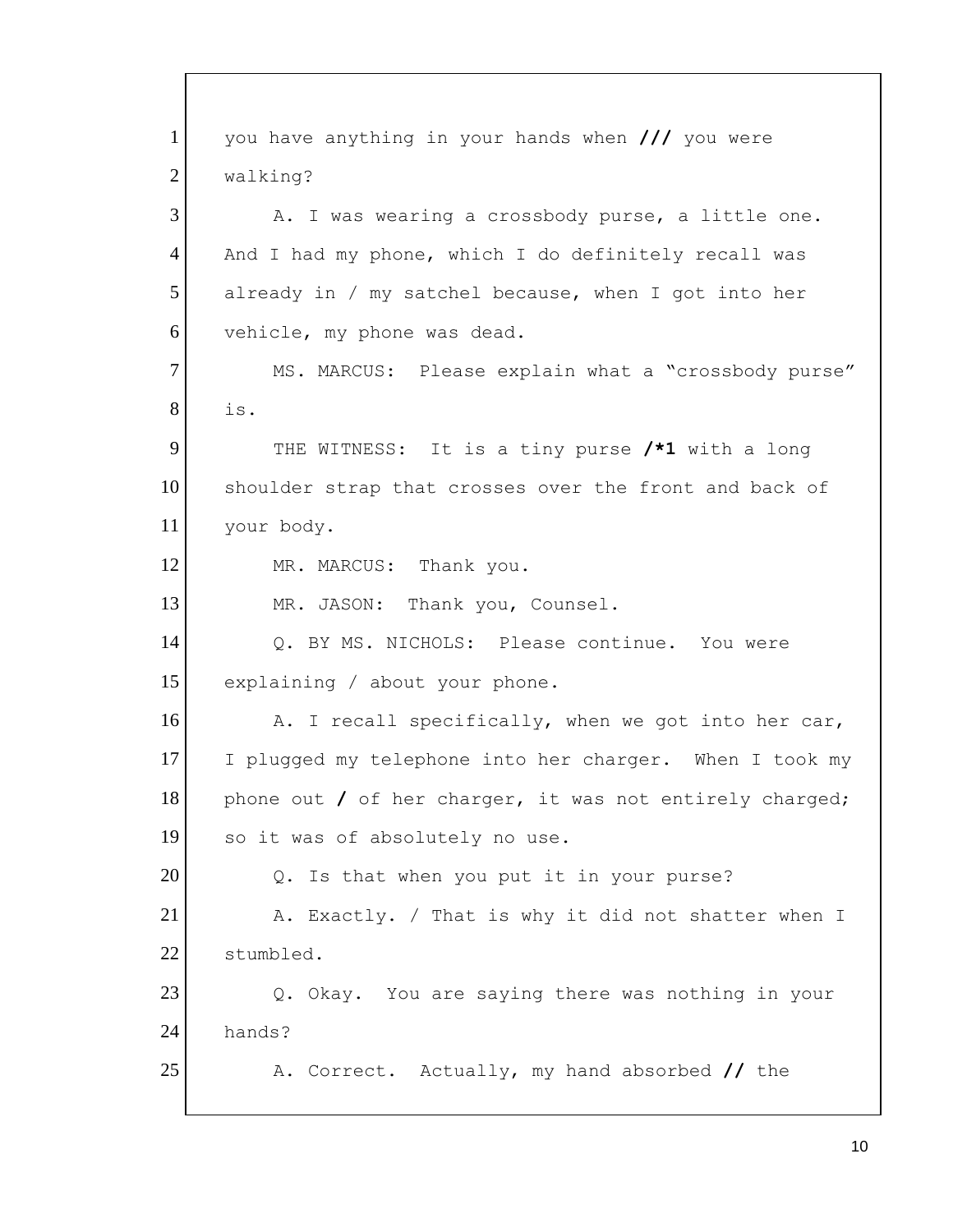1 you have anything in your hands when **///** you were

2 walking?

3 A. I was wearing a crossbody purse, a little one.

4 And I had my phone, which I do definitely recall was

5 already in / my satchel because, when I got into her

6 vehicle, my phone was dead.

7 MS. MARCUS: Please explain what a "crossbody purse"

8 is.

9 THE WITNESS: It is a tiny purse **/*1** with a long

10 shoulder strap that crosses over the front and back of

11 your body.

12 MR. MARCUS: Thank you.

13 MR. JASON: Thank you, Counsel.

14 Q. BY MS. NICHOLS: Please continue. You were

15 explaining / about your phone.

16 A. I recall specifically, when we got into her car,

17 I plugged my telephone into her charger. When I took my

18 phone out **/** of her charger, it was not entirely charged;

19 so it was of absolutely no use.

20 Q. Is that when you put it in your purse?

21 A. Exactly. / That is why it did not shatter when I

22 stumbled.

23 Q. Okay. You are saying there was nothing in your

24 hands?

25 A. Correct. Actually, my hand absorbed **//** the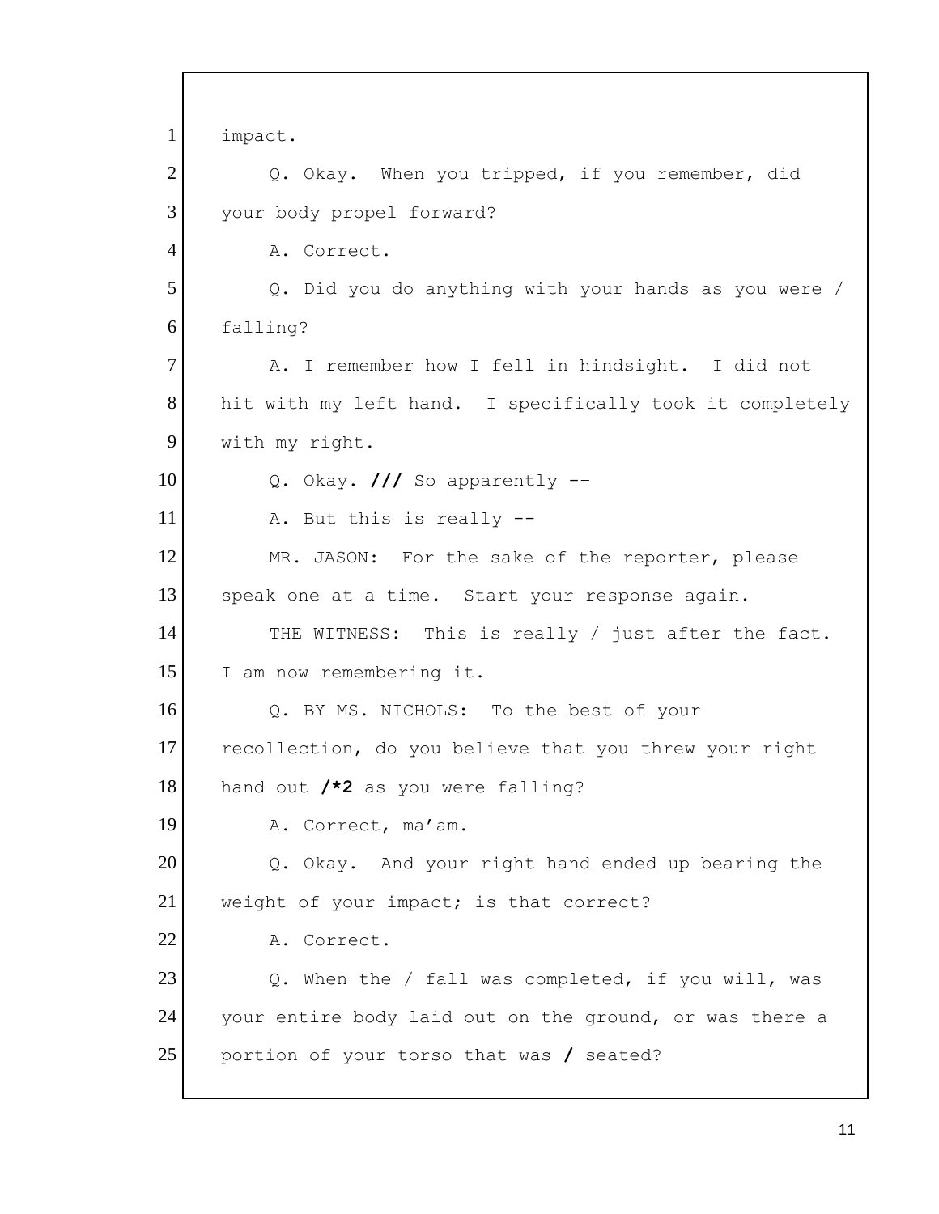1 impact.

2 Q. Okay. When you tripped, if you remember, did

3 your body propel forward?

4 A. Correct.

5 Q. Did you do anything with your hands as you were /

6 falling?

7 A. I remember how I fell in hindsight. I did not

8 hit with my left hand. I specifically took it completely

9 with my right.

10 Q. Okay. **///** So apparently --

11 A. But this is really --

12 MR. JASON: For the sake of the reporter, please

13 speak one at a time. Start your response again.

14 THE WITNESS: This is really / just after the fact.

15 I am now remembering it.

16 Q. BY MS. NICHOLS: To the best of your

17 recollection, do you believe that you threw your right

18 hand out **/*2** as you were falling?

19 A. Correct, ma'am.

20 Q. Okay. And your right hand ended up bearing the

21 weight of your impact; is that correct?

22 A. Correct.

23 Q. When the / fall was completed, if you will, was

24 your entire body laid out on the ground, or was there a

25 portion of your torso that was **/** seated?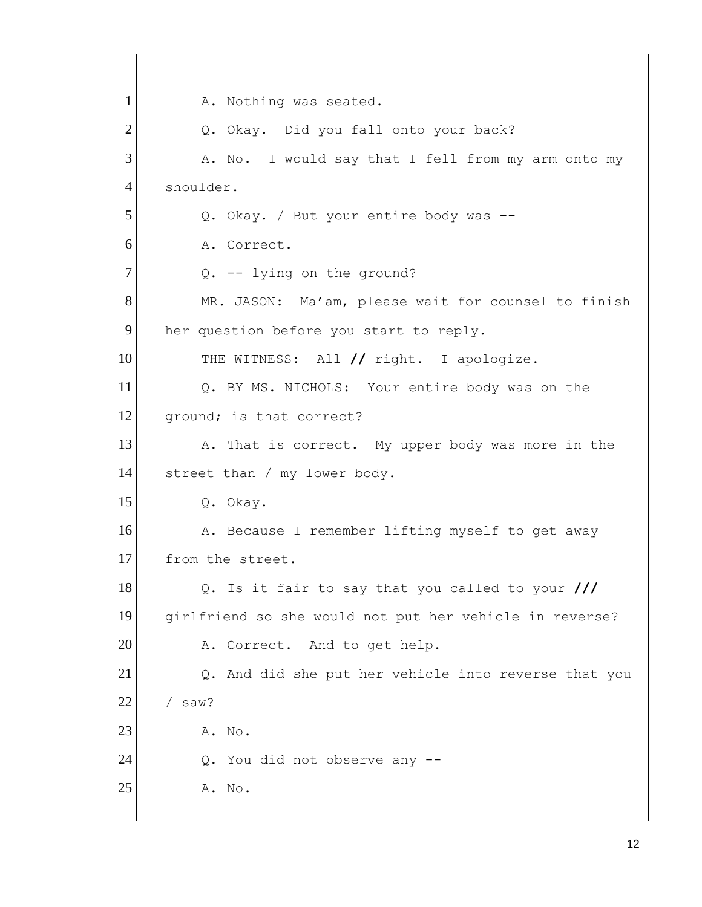1 A. Nothing was seated.

2 Q. Okay. Did you fall onto your back?

3 A. No. I would say that I fell from my arm onto my

4 shoulder.

5 Q. Okay. / But your entire body was --

6 A. Correct.

7 Q. -- lying on the ground?

8 MR. JASON: Ma'am, please wait for counsel to finish

9 her question before you start to reply.

10 THE WITNESS: All **//** right. I apologize.

11 Q. BY MS. NICHOLS: Your entire body was on the

12 ground; is that correct?

13 A. That is correct. My upper body was more in the

14 street than / my lower body.

15 Q. Okay.

16 A. Because I remember lifting myself to get away

17 from the street.

18 Q. Is it fair to say that you called to your **///**

19 girlfriend so she would not put her vehicle in reverse?

20 A. Correct. And to get help.

21 Q. And did she put her vehicle into reverse that you

22 / saw?

23 A. No.

24 Q. You did not observe any --

25 A. No.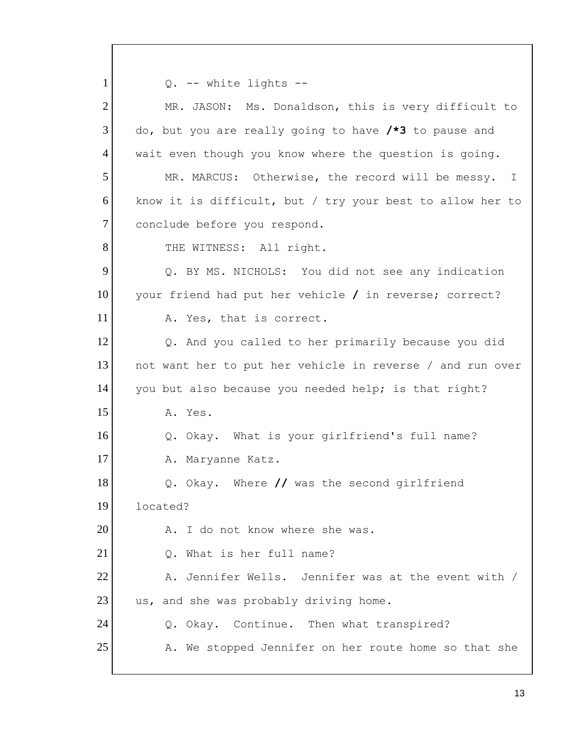1 Q. -- white lights --

2 MR. JASON: Ms. Donaldson, this is very difficult to

3 do, but you are really going to have **/*3** to pause and

4 wait even though you know where the question is going.

5 MR. MARCUS: Otherwise, the record will be messy. I

6 know it is difficult, but / try your best to allow her to

7 conclude before you respond.

8 THE WITNESS: All right.

9 Q. BY MS. NICHOLS: You did not see any indication

10 your friend had put her vehicle **/** in reverse; correct?

11 A. Yes, that is correct.

12 Q. And you called to her primarily because you did

13 not want her to put her vehicle in reverse / and run over

14 you but also because you needed help; is that right?

15 A. Yes.

16 Q. Okay. What is your girlfriend's full name?

17 A. Maryanne Katz.

18 Q. Okay. Where **//** was the second girlfriend

19 located?

20 A. I do not know where she was.

21 Q. What is her full name?

22 A. Jennifer Wells. Jennifer was at the event with /

23 us, and she was probably driving home.

24 Q. Okay. Continue. Then what transpired?

25 A. We stopped Jennifer on her route home so that she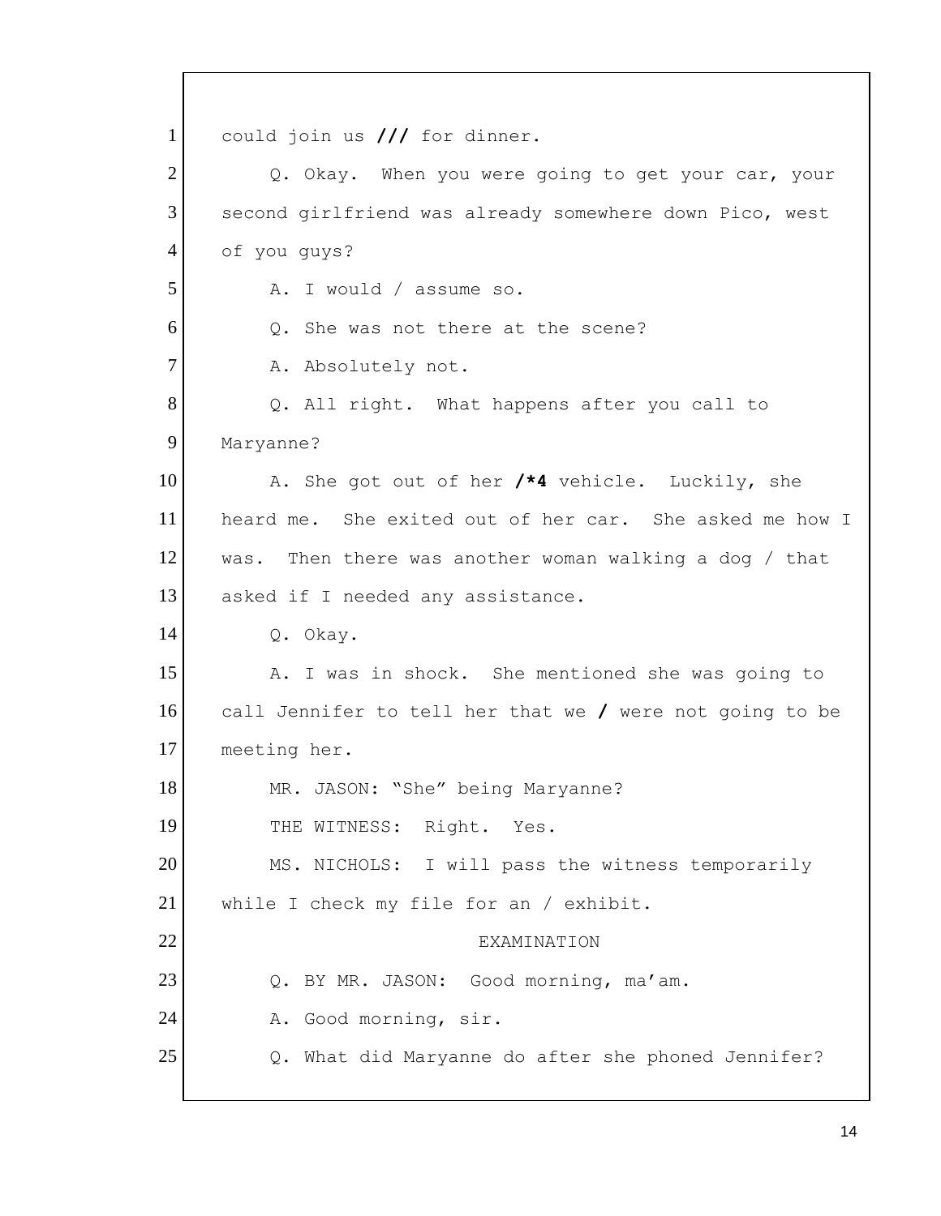1 could join us **///** for dinner.

2 Q. Okay. When you were going to get your car, your

3 second girlfriend was already somewhere down Pico, west

4 of you guys?

5 A. I would / assume so.

6 Q. She was not there at the scene?

7 A. Absolutely not.

8 Q. All right. What happens after you call to

9 Maryanne?

10 A. She got out of her **/*4** vehicle. Luckily, she

11 heard me. She exited out of her car. She asked me how I

12 was. Then there was another woman walking a dog / that

13 asked if I needed any assistance.

14 Q. Okay.

15 A. I was in shock. She mentioned she was going to

16 call Jennifer to tell her that we **/** were not going to be

17 meeting her.

18 MR. JASON: "She" being Maryanne?

19 THE WITNESS: Right. Yes.

20 MS. NICHOLS: I will pass the witness temporarily

21 while I check my file for an / exhibit.

22 EXAMINATION

23 Q. BY MR. JASON: Good morning, ma'am.

24 A. Good morning, sir.

25 Q. What did Maryanne do after she phoned Jennifer?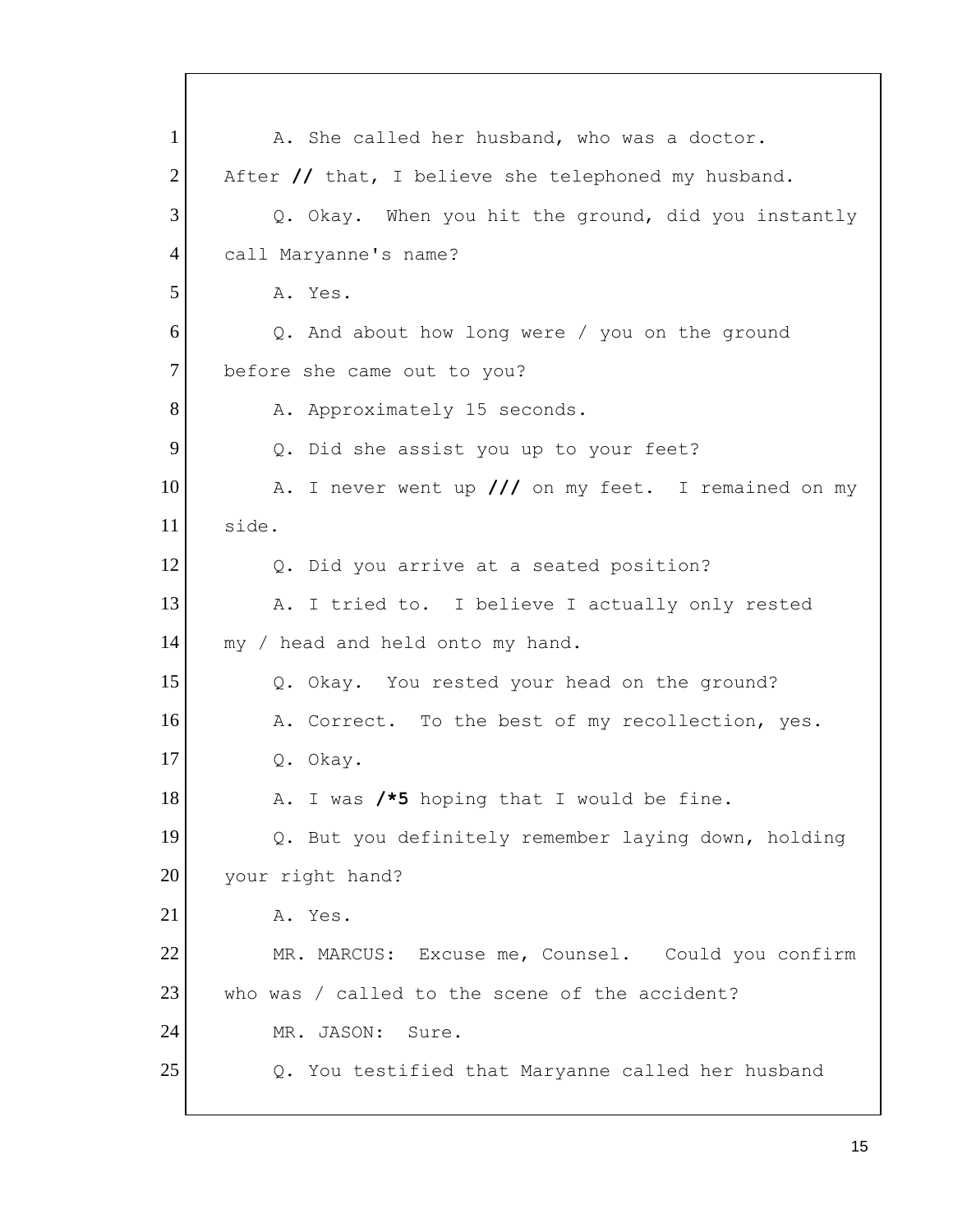1 A. She called her husband, who was a doctor.
2 After **//** that, I believe she telephoned my husband.
3 Q. Okay. When you hit the ground, did you instantly
4 call Maryanne's name?
5 A. Yes.
6 Q. And about how long were / you on the ground
7 before she came out to you?
8 A. Approximately 15 seconds.
9 Q. Did she assist you up to your feet?
10 A. I never went up **///** on my feet. I remained on my
11 side.
12 Q. Did you arrive at a seated position?
13 A. I tried to. I believe I actually only rested
14 my / head and held onto my hand.
15 Q. Okay. You rested your head on the ground?
16 A. Correct. To the best of my recollection, yes.
17 Q. Okay.
18 A. I was **/*5** hoping that I would be fine.
19 Q. But you definitely remember laying down, holding
20 your right hand?
21 A. Yes.
22 MR. MARCUS: Excuse me, Counsel. Could you confirm
23 who was / called to the scene of the accident?
24 MR. JASON: Sure.
25 Q. You testified that Maryanne called her husband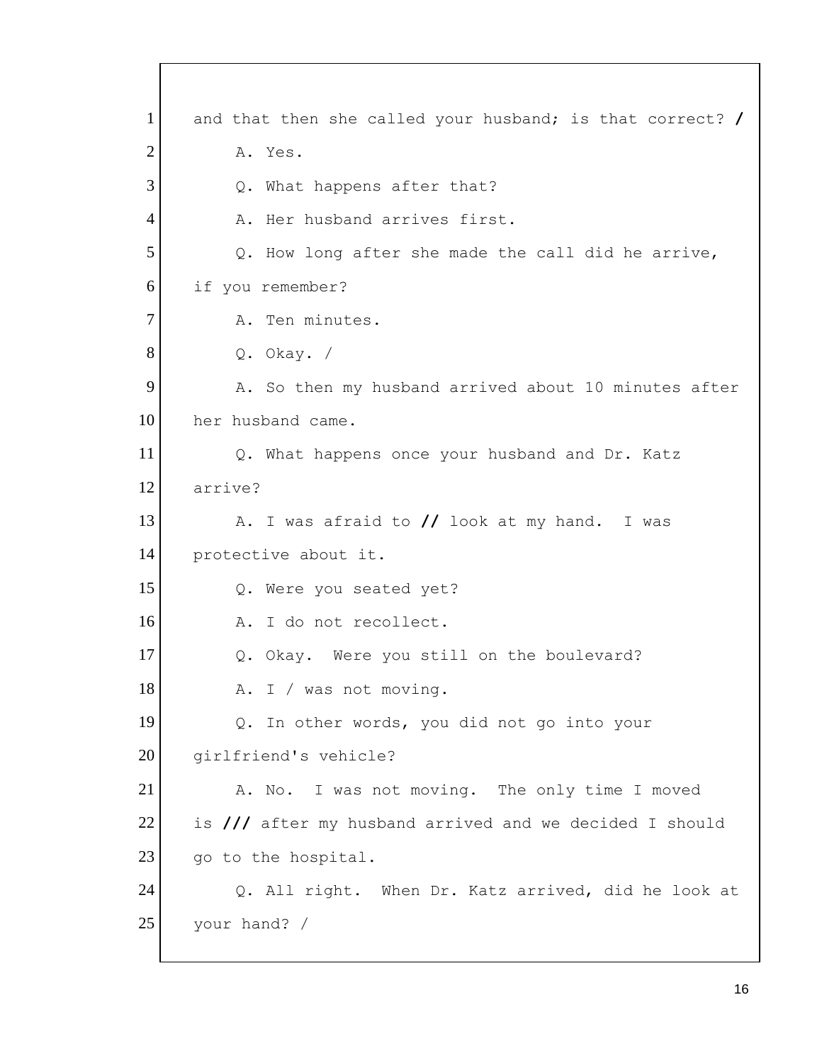1 and that then she called your husband; is that correct? /

2 A. Yes.

3 Q. What happens after that?

4 A. Her husband arrives first.

5 Q. How long after she made the call did he arrive,

6 if you remember?

7 A. Ten minutes.

8 Q. Okay. /

9 A. So then my husband arrived about 10 minutes after

10 her husband came.

11 Q. What happens once your husband and Dr. Katz

12 arrive?

13 A. I was afraid to // look at my hand. I was

14 protective about it.

15 Q. Were you seated yet?

16 A. I do not recollect.

17 Q. Okay. Were you still on the boulevard?

18 A. I / was not moving.

19 Q. In other words, you did not go into your

20 girlfriend's vehicle?

21 A. No. I was not moving. The only time I moved

22 is /// after my husband arrived and we decided I should

23 go to the hospital.

24 Q. All right. When Dr. Katz arrived, did he look at

25 your hand? /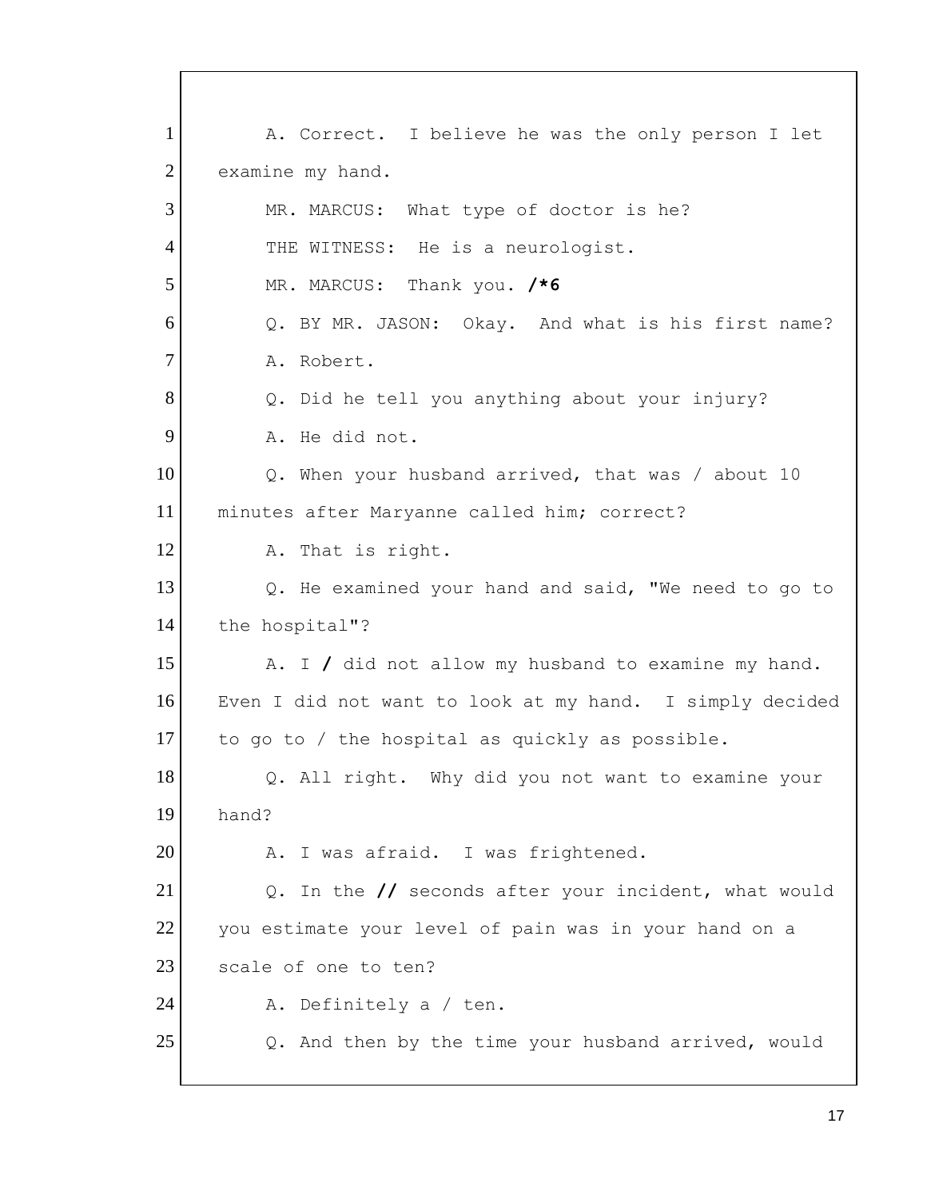1 A. Correct. I believe he was the only person I let
2 examine my hand.
3 MR. MARCUS: What type of doctor is he?
4 THE WITNESS: He is a neurologist.
5 MR. MARCUS: Thank you. **/*6**
6 Q. BY MR. JASON: Okay. And what is his first name?
7 A. Robert.
8 Q. Did he tell you anything about your injury?
9 A. He did not.
10 Q. When your husband arrived, that was / about 10
11 minutes after Maryanne called him; correct?
12 A. That is right.
13 Q. He examined your hand and said, "We need to go to
14 the hospital"?
15 A. I **/** did not allow my husband to examine my hand.
16 Even I did not want to look at my hand. I simply decided
17 to go to / the hospital as quickly as possible.
18 Q. All right. Why did you not want to examine your
19 hand?
20 A. I was afraid. I was frightened.
21 Q. In the **//** seconds after your incident, what would
22 you estimate your level of pain was in your hand on a
23 scale of one to ten?
24 A. Definitely a / ten.
25 Q. And then by the time your husband arrived, would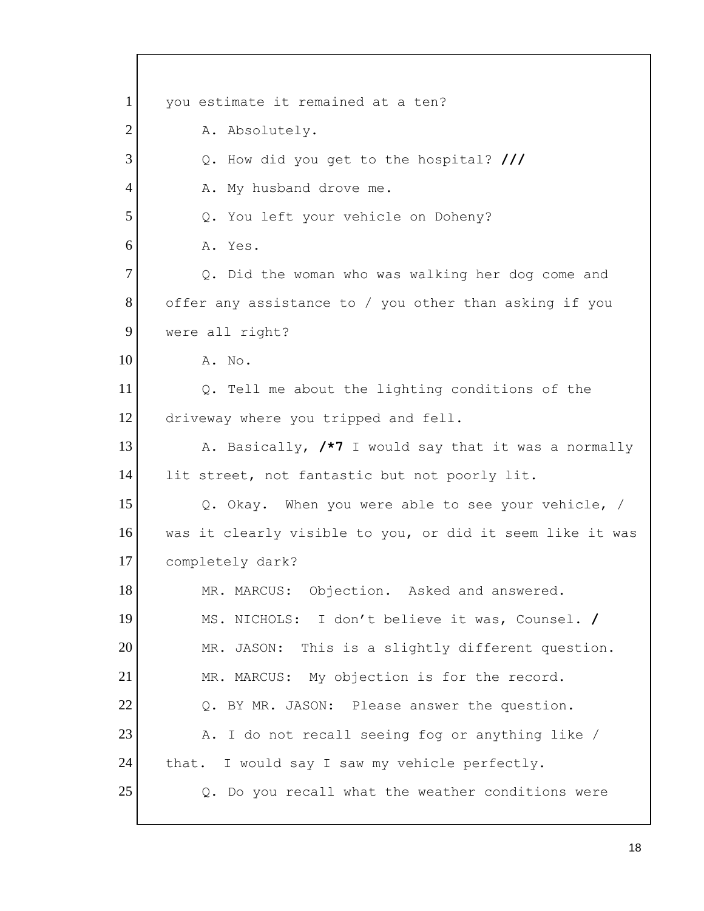1 you estimate it remained at a ten?

2 A. Absolutely.

3 Q. How did you get to the hospital? **///**

4 A. My husband drove me.

5 Q. You left your vehicle on Doheny?

6 A. Yes.

7 Q. Did the woman who was walking her dog come and

8 offer any assistance to / you other than asking if you

9 were all right?

10 A. No.

11 Q. Tell me about the lighting conditions of the

12 driveway where you tripped and fell.

13 A. Basically, **/*7** I would say that it was a normally

14 lit street, not fantastic but not poorly lit.

15 Q. Okay. When you were able to see your vehicle, /

16 was it clearly visible to you, or did it seem like it was

17 completely dark?

18 MR. MARCUS: Objection. Asked and answered.

19 MS. NICHOLS: I don't believe it was, Counsel. **/**

20 MR. JASON: This is a slightly different question.

21 MR. MARCUS: My objection is for the record.

22 Q. BY MR. JASON: Please answer the question.

23 A. I do not recall seeing fog or anything like /

24 that. I would say I saw my vehicle perfectly.

25 Q. Do you recall what the weather conditions were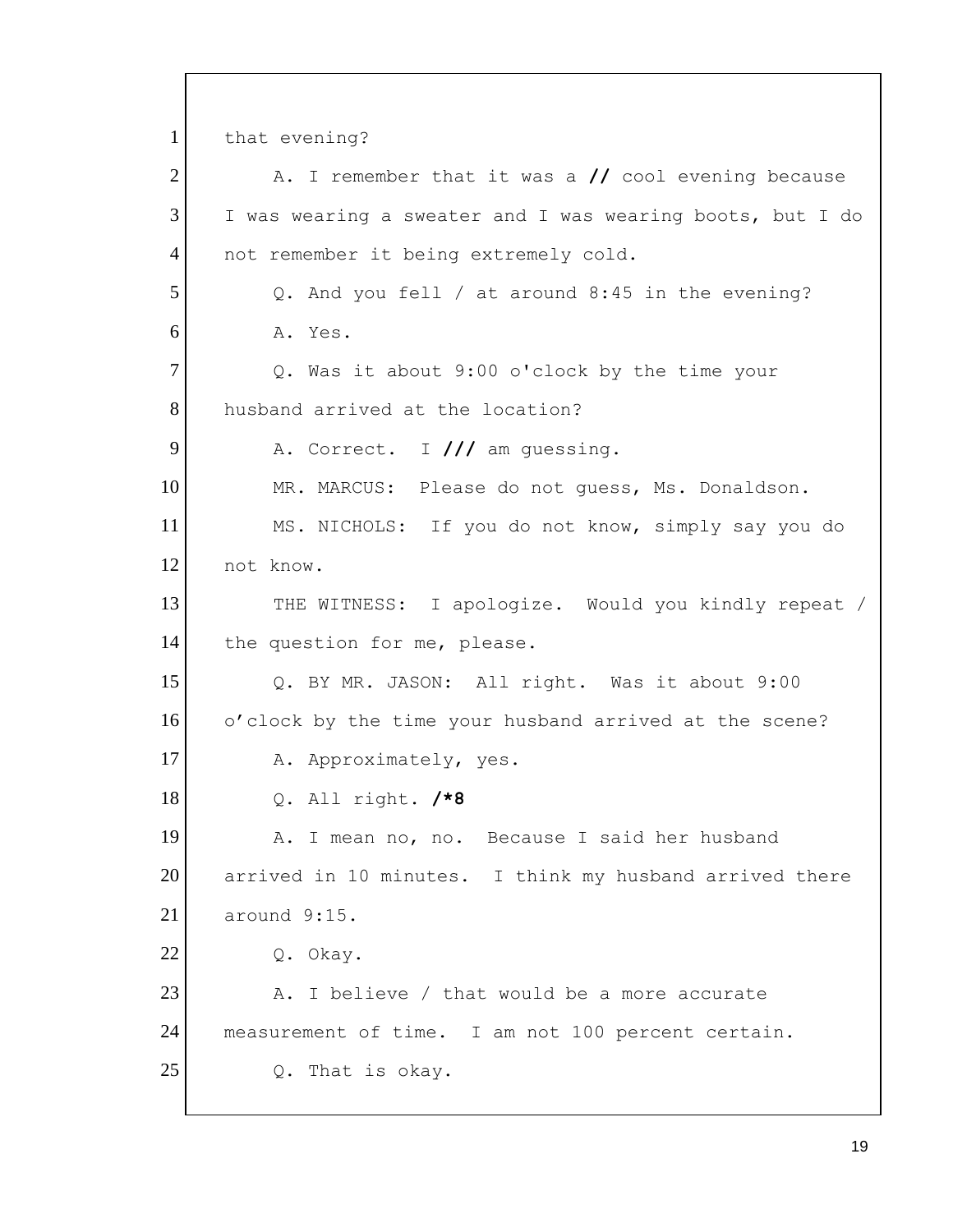1 that evening?

2 A. I remember that it was a **//** cool evening because

3 I was wearing a sweater and I was wearing boots, but I do

4 not remember it being extremely cold.

5 Q. And you fell / at around 8:45 in the evening?

6 A. Yes.

7 Q. Was it about 9:00 o'clock by the time your

8 husband arrived at the location?

9 A. Correct. I **///** am guessing.

10 MR. MARCUS: Please do not guess, Ms. Donaldson.

11 MS. NICHOLS: If you do not know, simply say you do

12 not know.

13 THE WITNESS: I apologize. Would you kindly repeat /

14 the question for me, please.

15 Q. BY MR. JASON: All right. Was it about 9:00

16 o'clock by the time your husband arrived at the scene?

17 A. Approximately, yes.

18 Q. All right. **/*8**

19 A. I mean no, no. Because I said her husband

20 arrived in 10 minutes. I think my husband arrived there

21 around 9:15.

22 Q. Okay.

23 A. I believe / that would be a more accurate

24 measurement of time. I am not 100 percent certain.

25 Q. That is okay.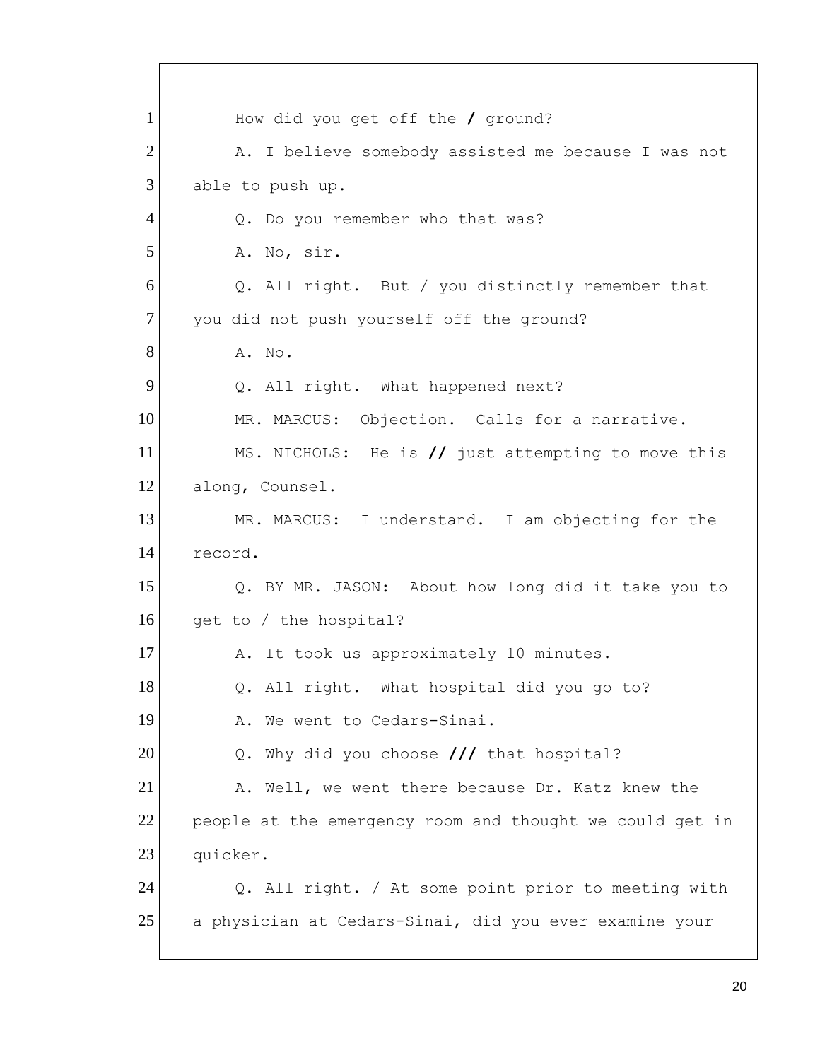1 How did you get off the / ground?

2 A. I believe somebody assisted me because I was not

3 able to push up.

4 Q. Do you remember who that was?

5 A. No, sir.

6 Q. All right. But / you distinctly remember that

7 you did not push yourself off the ground?

8 A. No.

9 Q. All right. What happened next?

10 MR. MARCUS: Objection. Calls for a narrative.

11 MS. NICHOLS: He is // just attempting to move this

12 along, Counsel.

13 MR. MARCUS: I understand. I am objecting for the

14 record.

15 Q. BY MR. JASON: About how long did it take you to

16 get to / the hospital?

17 A. It took us approximately 10 minutes.

18 Q. All right. What hospital did you go to?

19 A. We went to Cedars-Sinai.

20 Q. Why did you choose /// that hospital?

21 A. Well, we went there because Dr. Katz knew the

22 people at the emergency room and thought we could get in

23 quicker.

24 Q. All right. / At some point prior to meeting with

25 a physician at Cedars-Sinai, did you ever examine your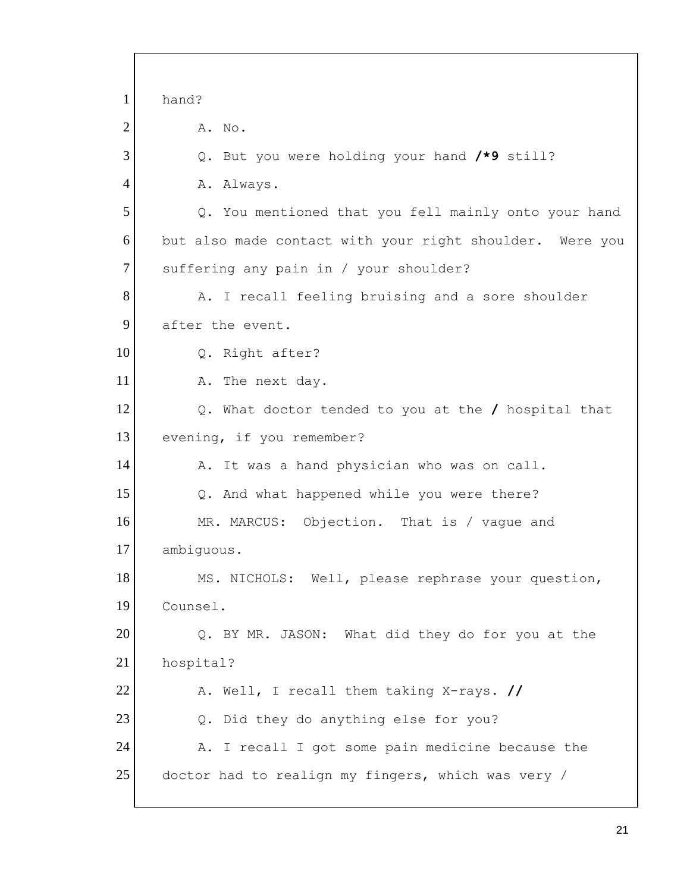1 hand?

2 A. No.

3 Q. But you were holding your hand **/*9** still?

4 A. Always.

5 Q. You mentioned that you fell mainly onto your hand

6 but also made contact with your right shoulder. Were you

7 suffering any pain in / your shoulder?

8 A. I recall feeling bruising and a sore shoulder

9 after the event.

10 Q. Right after?

11 A. The next day.

12 Q. What doctor tended to you at the **/** hospital that

13 evening, if you remember?

14 A. It was a hand physician who was on call.

15 Q. And what happened while you were there?

16 MR. MARCUS: Objection. That is / vague and

17 ambiguous.

18 MS. NICHOLS: Well, please rephrase your question,

19 Counsel.

20 Q. BY MR. JASON: What did they do for you at the

21 hospital?

22 A. Well, I recall them taking X-rays. **//**

23 Q. Did they do anything else for you?

24 A. I recall I got some pain medicine because the

25 doctor had to realign my fingers, which was very /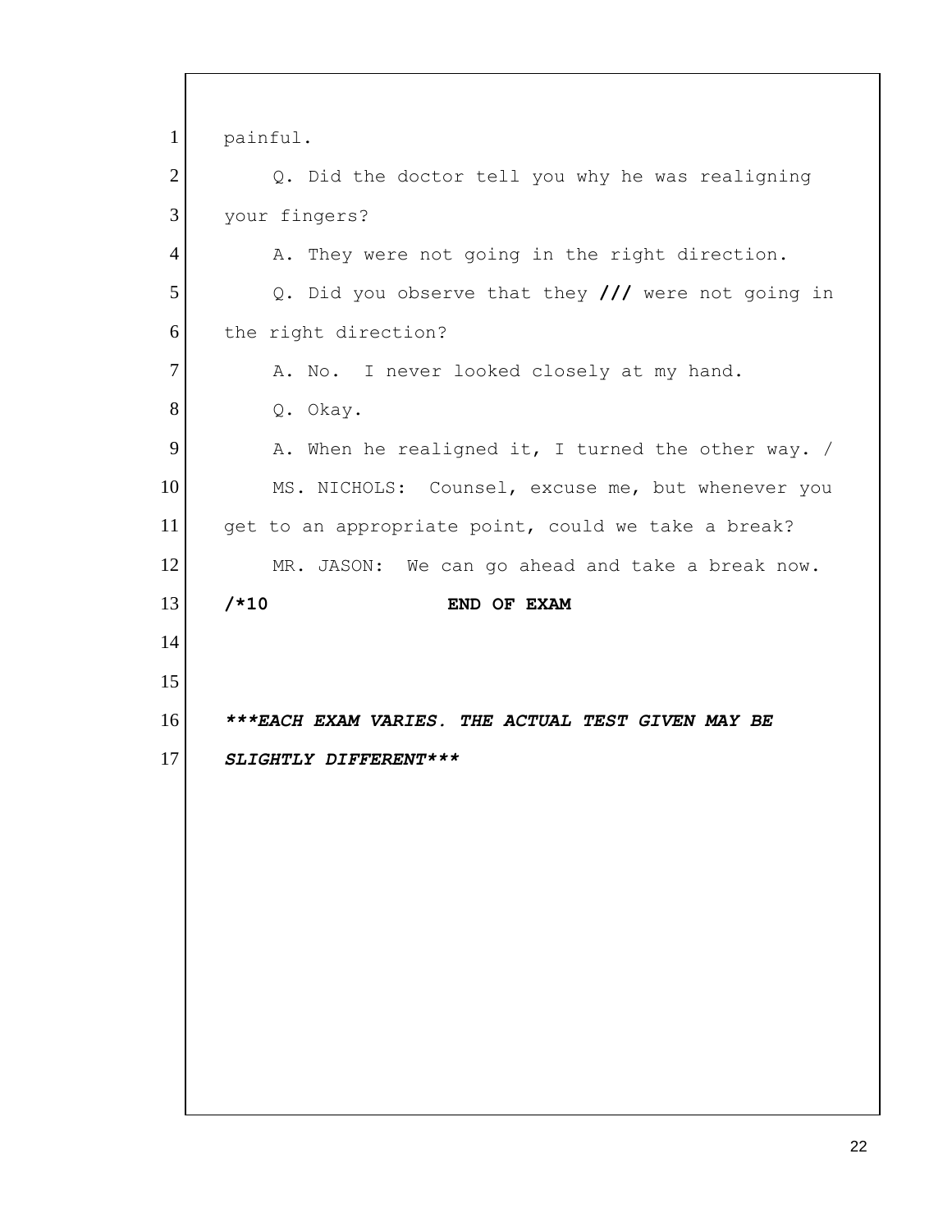painful.

Q. Did the doctor tell you why he was realigning your fingers?

A. They were not going in the right direction.

Q. Did you observe that they **///** were not going in the right direction?

A. No.  I never looked closely at my hand.

Q. Okay.

A. When he realigned it, I turned the other way. /

MS. NICHOLS:  Counsel, excuse me, but whenever you get to an appropriate point, could we take a break?

MR. JASON:  We can go ahead and take a break now.

**/*10 END OF EXAM**

***\*\*\*EACH EXAM VARIES. THE ACTUAL TEST GIVEN MAY BE SLIGHTLY DIFFERENT\*\*\****